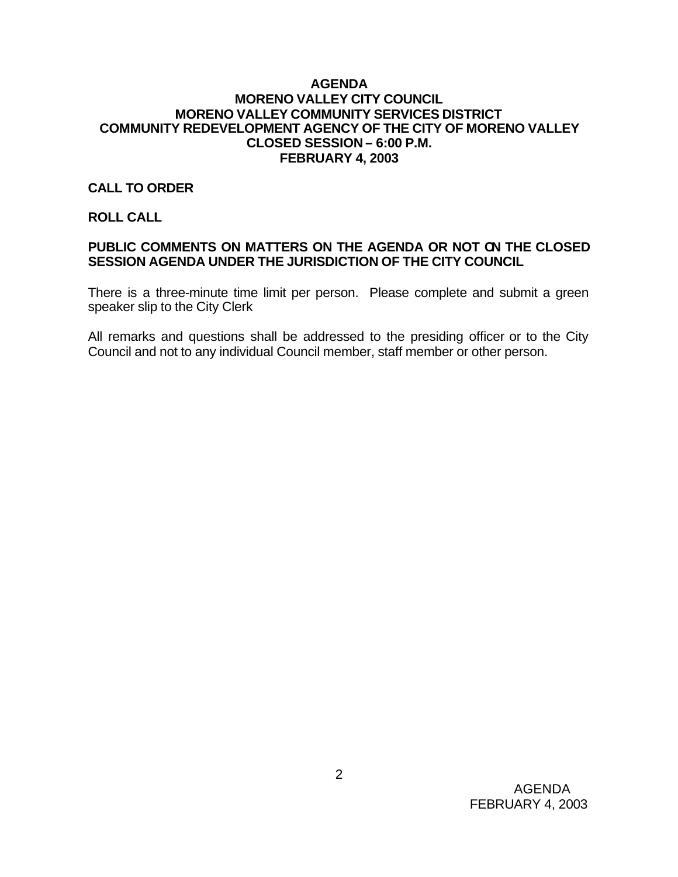# AGENDA
## MORENO VALLEY CITY COUNCIL
## MORENO VALLEY COMMUNITY SERVICES DISTRICT
## COMMUNITY REDEVELOPMENT AGENCY OF THE CITY OF MORENO VALLEY
## CLOSED SESSION – 6:00 P.M.
## FEBRUARY 4, 2003

**CALL TO ORDER**

**ROLL CALL**

**PUBLIC COMMENTS ON MATTERS ON THE AGENDA OR NOT ON THE CLOSED SESSION AGENDA UNDER THE JURISDICTION OF THE CITY COUNCIL**

There is a three-minute time limit per person. Please complete and submit a green speaker slip to the City Clerk

All remarks and questions shall be addressed to the presiding officer or to the City Council and not to any individual Council member, staff member or other person.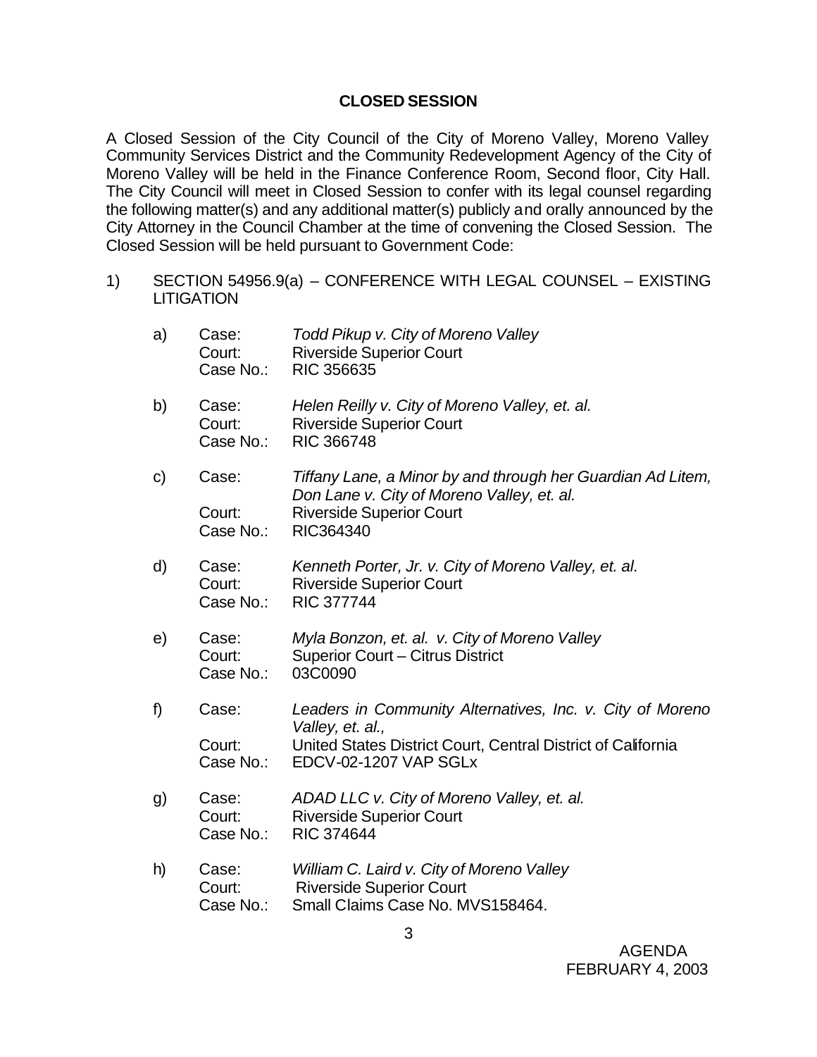## CLOSED SESSION

A Closed Session of the City Council of the City of Moreno Valley, Moreno Valley Community Services District and the Community Redevelopment Agency of the City of Moreno Valley will be held in the Finance Conference Room, Second floor, City Hall. The City Council will meet in Closed Session to confer with its legal counsel regarding the following matter(s) and any additional matter(s) publicly and orally announced by the City Attorney in the Council Chamber at the time of convening the Closed Session. The Closed Session will be held pursuant to Government Code:

1) SECTION 54956.9(a) – CONFERENCE WITH LEGAL COUNSEL – EXISTING LITIGATION

   a) Case: *Todd Pikup v. City of Moreno Valley*
      Court: Riverside Superior Court
      Case No.: RIC 356635

   b) Case: *Helen Reilly v. City of Moreno Valley, et. al.*
      Court: Riverside Superior Court
      Case No.: RIC 366748

   c) Case: *Tiffany Lane, a Minor by and through her Guardian Ad Litem, Don Lane v. City of Moreno Valley, et. al.*
      Court: Riverside Superior Court
      Case No.: RIC364340

   d) Case: *Kenneth Porter, Jr. v. City of Moreno Valley, et. al.*
      Court: Riverside Superior Court
      Case No.: RIC 377744

   e) Case: *Myla Bonzon, et. al. v. City of Moreno Valley*
      Court: Superior Court – Citrus District
      Case No.: 03C0090

   f) Case: *Leaders in Community Alternatives, Inc. v. City of Moreno Valley, et. al.,*
      Court: United States District Court, Central District of California
      Case No.: EDCV-02-1207 VAP SGLx

   g) Case: *ADAD LLC v. City of Moreno Valley, et. al.*
      Court: Riverside Superior Court
      Case No.: RIC 374644

   h) Case: *William C. Laird v. City of Moreno Valley*
      Court: Riverside Superior Court
      Case No.: Small Claims Case No. MVS158464.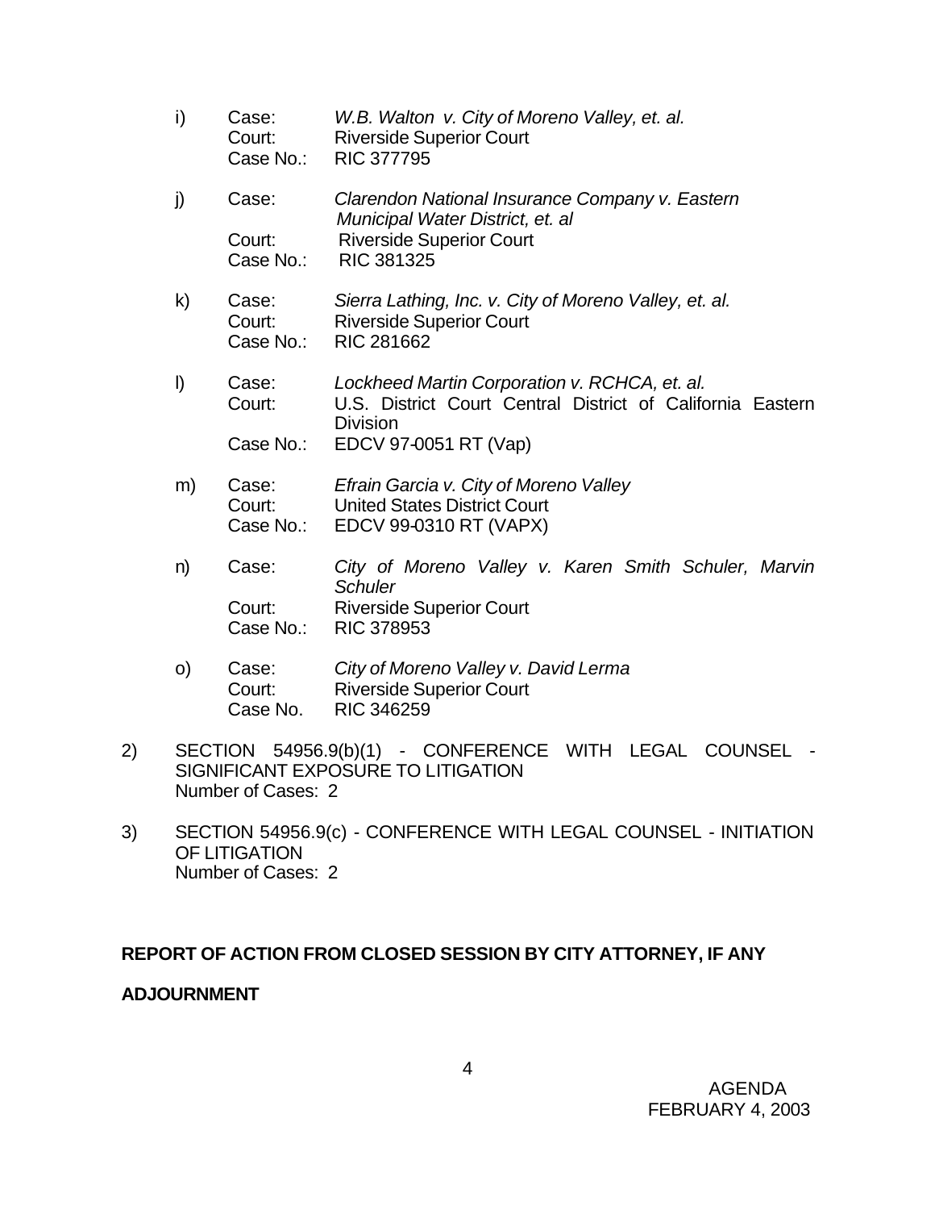i) Case: *W.B. Walton v. City of Moreno Valley, et. al.*
   Court: Riverside Superior Court
   Case No.: RIC 377795

j) Case: *Clarendon National Insurance Company v. Eastern Municipal Water District, et. al*
   Court: Riverside Superior Court
   Case No.: RIC 381325

k) Case: *Sierra Lathing, Inc. v. City of Moreno Valley, et. al.*
   Court: Riverside Superior Court
   Case No.: RIC 281662

l) Case: *Lockheed Martin Corporation v. RCHCA, et. al.*
   Court: U.S. District Court Central District of California Eastern Division
   Case No.: EDCV 97-0051 RT (Vap)

m) Case: *Efrain Garcia v. City of Moreno Valley*
   Court: United States District Court
   Case No.: EDCV 99-0310 RT (VAPX)

n) Case: *City of Moreno Valley v. Karen Smith Schuler, Marvin Schuler*
   Court: Riverside Superior Court
   Case No.: RIC 378953

o) Case: *City of Moreno Valley v. David Lerma*
   Court: Riverside Superior Court
   Case No. RIC 346259

2) SECTION 54956.9(b)(1) - CONFERENCE WITH LEGAL COUNSEL - SIGNIFICANT EXPOSURE TO LITIGATION
   Number of Cases: 2

3) SECTION 54956.9(c) - CONFERENCE WITH LEGAL COUNSEL - INITIATION OF LITIGATION
   Number of Cases: 2

**REPORT OF ACTION FROM CLOSED SESSION BY CITY ATTORNEY, IF ANY**

**ADJOURNMENT**